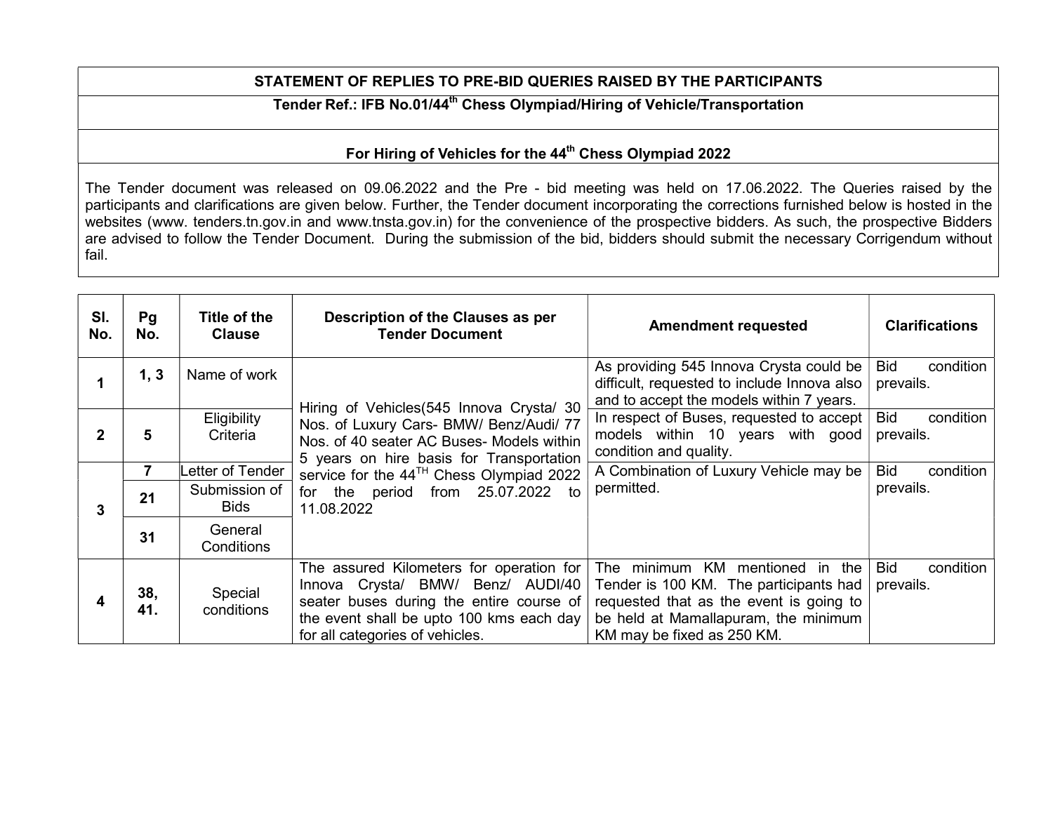**STATEMENT OF REPLIES TO PRE-BID QUERIES RAISED BY THE PARTICIPANTS**

**Tender Ref.: IFB No.01/44th Chess Olympiad/Hiring of Vehicle/Transportation**

**For Hiring of Vehicles for the 44th Chess Olympiad 2022**

The Tender document was released on 09.06.2022 and the Pre - bid meeting was held on 17.06.2022. The Queries raised by the participants and clarifications are given below. Further, the Tender document incorporating the corrections furnished below is hosted in the websites (www. tenders.tn.gov.in and www.tnsta.gov.in) for the convenience of the prospective bidders. As such, the prospective Bidders are advised to follow the Tender Document. During the submission of the bid, bidders should submit the necessary Corrigendum without fail.

| Sl. No. | Pg No. | Title of the Clause | Description of the Clauses as per Tender Document | Amendment requested | Clarifications |
|---|---|---|---|---|---|
| 1 | 1, 3 | Name of work | Hiring of Vehicles(545 Innova Crysta/ 30 Nos. of Luxury Cars- BMW/ Benz/Audi/ 77 Nos. of 40 seater AC Buses- Models within 5 years on hire basis for Transportation service for the 44TH Chess Olympiad 2022 for the period from 25.07.2022 to 11.08.2022 | As providing 545 Innova Crysta could be difficult, requested to include Innova also and to accept the models within 7 years. | Bid condition prevails. |
| 2 | 5 | Eligibility Criteria | | In respect of Buses, requested to accept models within 10 years with good condition and quality. | Bid condition prevails. |
| 3 | 7 | Letter of Tender | | A Combination of Luxury Vehicle may be permitted. | Bid condition prevails. |
| | 21 | Submission of Bids | | | |
| | 31 | General Conditions | | | |
| 4 | 38, 41. | Special conditions | The assured Kilometers for operation for Innova Crysta/ BMW/ Benz/ AUDI/40 seater buses during the entire course of the event shall be upto 100 kms each day for all categories of vehicles. | The minimum KM mentioned in the Tender is 100 KM. The participants had requested that as the event is going to be held at Mamallapuram, the minimum KM may be fixed as 250 KM. | Bid condition prevails. |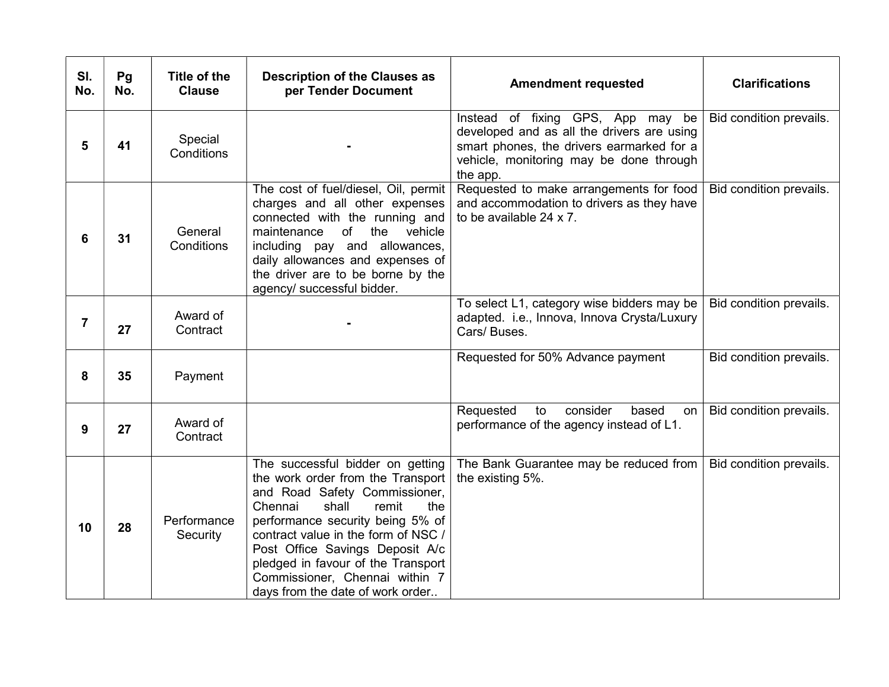| Sl. No. | Pg No. | Title of the Clause | Description of the Clauses as per Tender Document | Amendment requested | Clarifications |
|---|---|---|---|---|---|
| 5 | 41 | Special Conditions | - | Instead of fixing GPS, App may be developed and as all the drivers are using smart phones, the drivers earmarked for a vehicle, monitoring may be done through the app. | Bid condition prevails. |
| 6 | 31 | General Conditions | The cost of fuel/diesel, Oil, permit charges and all other expenses connected with the running and maintenance of the vehicle including pay and allowances, daily allowances and expenses of the driver are to be borne by the agency/ successful bidder. | Requested to make arrangements for food and accommodation to drivers as they have to be available 24 x 7. | Bid condition prevails. |
| 7 | 27 | Award of Contract | - | To select L1, category wise bidders may be adapted. i.e., Innova, Innova Crysta/Luxury Cars/ Buses. | Bid condition prevails. |
| 8 | 35 | Payment | | Requested for 50% Advance payment | Bid condition prevails. |
| 9 | 27 | Award of Contract | | Requested to consider based on performance of the agency instead of L1. | Bid condition prevails. |
| 10 | 28 | Performance Security | The successful bidder on getting the work order from the Transport and Road Safety Commissioner, Chennai shall remit the performance security being 5% of contract value in the form of NSC / Post Office Savings Deposit A/c pledged in favour of the Transport Commissioner, Chennai within 7 days from the date of work order.. | The Bank Guarantee may be reduced from the existing 5%. | Bid condition prevails. |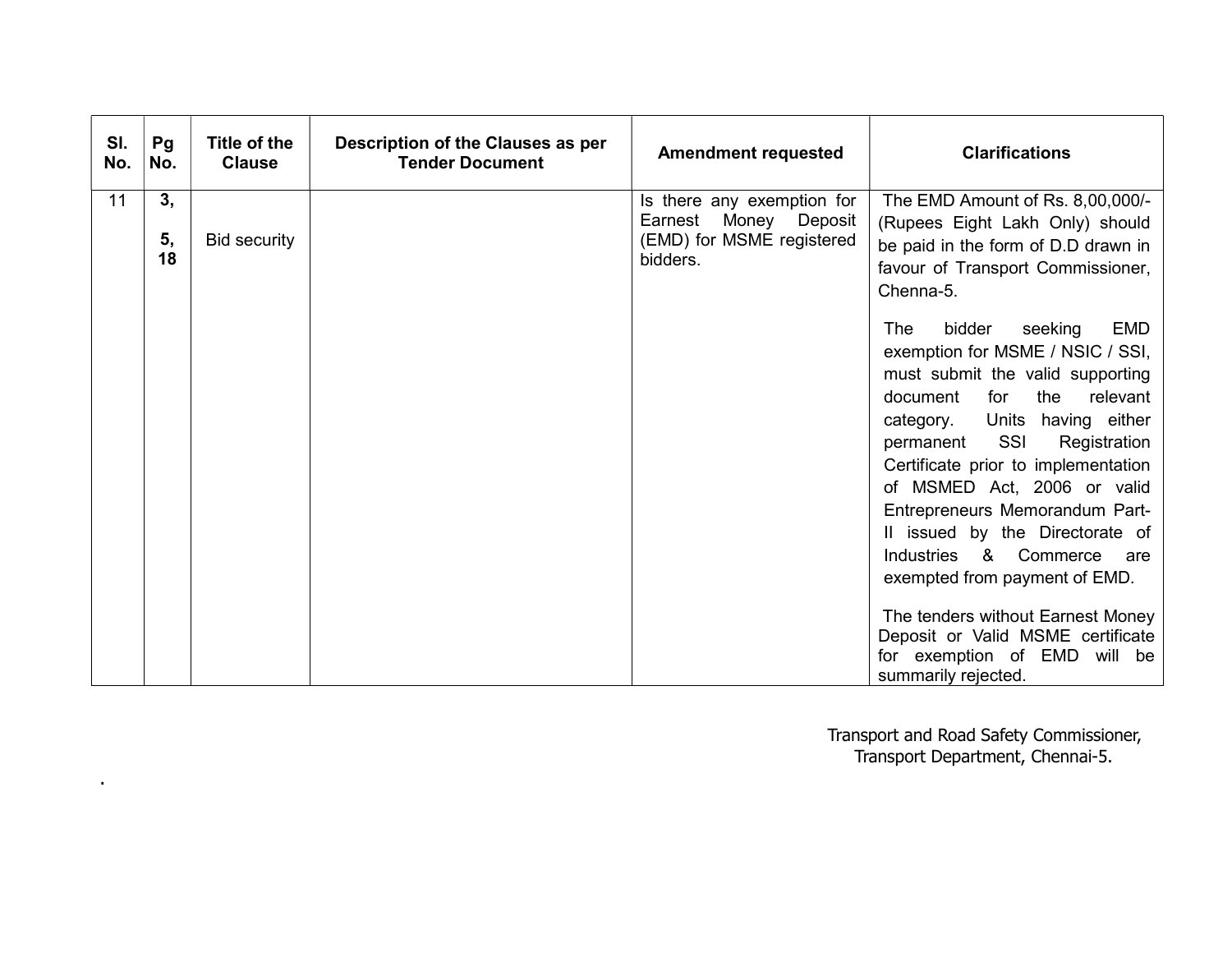| Sl. No. | Pg No. | Title of the Clause | Description of the Clauses as per Tender Document | Amendment requested | Clarifications |
|---|---|---|---|---|---|
| 11 | 3, 5, 18 | Bid security | | Is there any exemption for Earnest Money Deposit (EMD) for MSME registered bidders. | The EMD Amount of Rs. 8,00,000/- (Rupees Eight Lakh Only) should be paid in the form of D.D drawn in favour of Transport Commissioner, Chenna-5.<br><br>The bidder seeking EMD exemption for MSME / NSIC / SSI, must submit the valid supporting document for the relevant category. Units having either permanent SSI Registration Certificate prior to implementation of MSMED Act, 2006 or valid Entrepreneurs Memorandum Part-II issued by the Directorate of Industries & Commerce are exempted from payment of EMD.<br><br>The tenders without Earnest Money Deposit or Valid MSME certificate for exemption of EMD will be summarily rejected. |

Transport and Road Safety Commissioner,
Transport Department, Chennai-5.